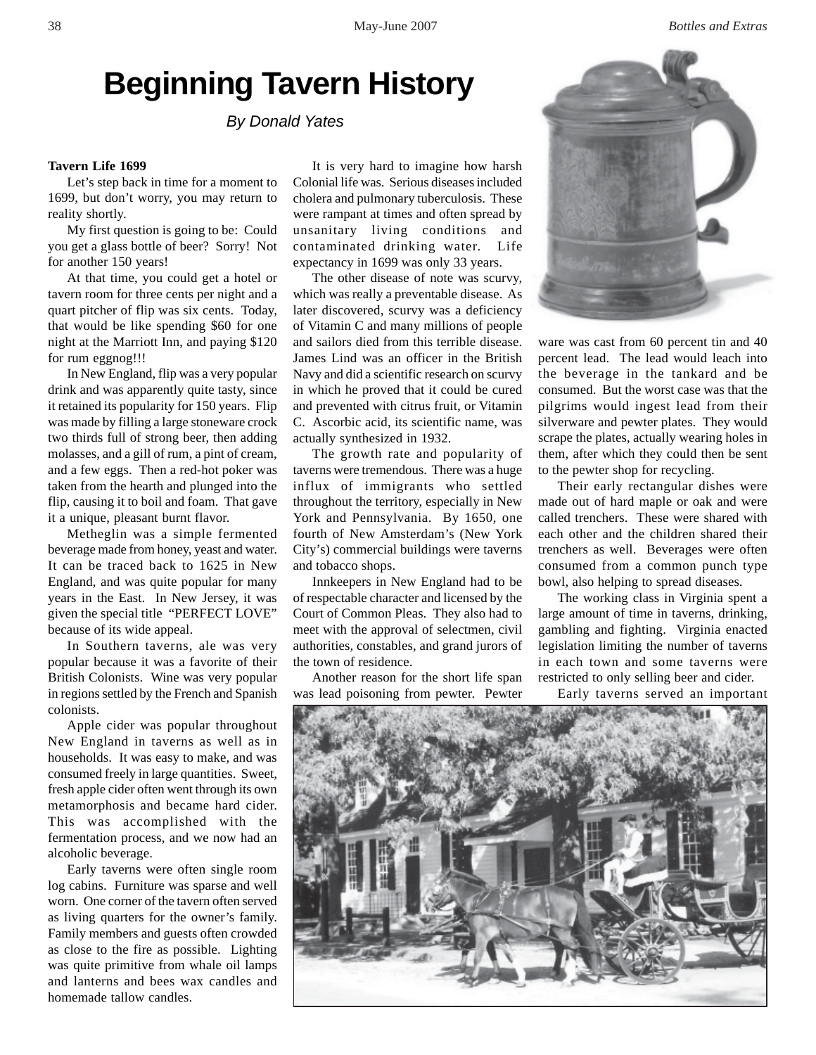# Beginning Tavern History

*By Donald Yates*

**Tavern Life 1699**

Let's step back in time for a moment to 1699, but don't worry, you may return to reality shortly.

My first question is going to be: Could you get a glass bottle of beer? Sorry! Not for another 150 years!

At that time, you could get a hotel or tavern room for three cents per night and a quart pitcher of flip was six cents. Today, that would be like spending $60 for one night at the Marriott Inn, and paying $120 for rum eggnog!!!

In New England, flip was a very popular drink and was apparently quite tasty, since it retained its popularity for 150 years. Flip was made by filling a large stoneware crock two thirds full of strong beer, then adding molasses, and a gill of rum, a pint of cream, and a few eggs. Then a red-hot poker was taken from the hearth and plunged into the flip, causing it to boil and foam. That gave it a unique, pleasant burnt flavor.

Metheglin was a simple fermented beverage made from honey, yeast and water. It can be traced back to 1625 in New England, and was quite popular for many years in the East. In New Jersey, it was given the special title "PERFECT LOVE" because of its wide appeal.

In Southern taverns, ale was very popular because it was a favorite of their British Colonists. Wine was very popular in regions settled by the French and Spanish colonists.

Apple cider was popular throughout New England in taverns as well as in households. It was easy to make, and was consumed freely in large quantities. Sweet, fresh apple cider often went through its own metamorphosis and became hard cider. This was accomplished with the fermentation process, and we now had an alcoholic beverage.

Early taverns were often single room log cabins. Furniture was sparse and well worn. One corner of the tavern often served as living quarters for the owner's family. Family members and guests often crowded as close to the fire as possible. Lighting was quite primitive from whale oil lamps and lanterns and bees wax candles and homemade tallow candles.

It is very hard to imagine how harsh Colonial life was. Serious diseases included cholera and pulmonary tuberculosis. These were rampant at times and often spread by unsanitary living conditions and contaminated drinking water. Life expectancy in 1699 was only 33 years.

The other disease of note was scurvy, which was really a preventable disease. As later discovered, scurvy was a deficiency of Vitamin C and many millions of people and sailors died from this terrible disease. James Lind was an officer in the British Navy and did a scientific research on scurvy in which he proved that it could be cured and prevented with citrus fruit, or Vitamin C. Ascorbic acid, its scientific name, was actually synthesized in 1932.

The growth rate and popularity of taverns were tremendous. There was a huge influx of immigrants who settled throughout the territory, especially in New York and Pennsylvania. By 1650, one fourth of New Amsterdam's (New York City's) commercial buildings were taverns and tobacco shops.

Innkeepers in New England had to be of respectable character and licensed by the Court of Common Pleas. They also had to meet with the approval of selectmen, civil authorities, constables, and grand jurors of the town of residence.

Another reason for the short life span was lead poisoning from pewter. Pewter ware was cast from 60 percent tin and 40 percent lead. The lead would leach into the beverage in the tankard and be consumed. But the worst case was that the pilgrims would ingest lead from their silverware and pewter plates. They would scrape the plates, actually wearing holes in them, after which they could then be sent to the pewter shop for recycling.

Their early rectangular dishes were made out of hard maple or oak and were called trenchers. These were shared with each other and the children shared their trenchers as well. Beverages were often consumed from a common punch type bowl, also helping to spread diseases.

The working class in Virginia spent a large amount of time in taverns, drinking, gambling and fighting. Virginia enacted legislation limiting the number of taverns in each town and some taverns were restricted to only selling beer and cider.

Early taverns served an important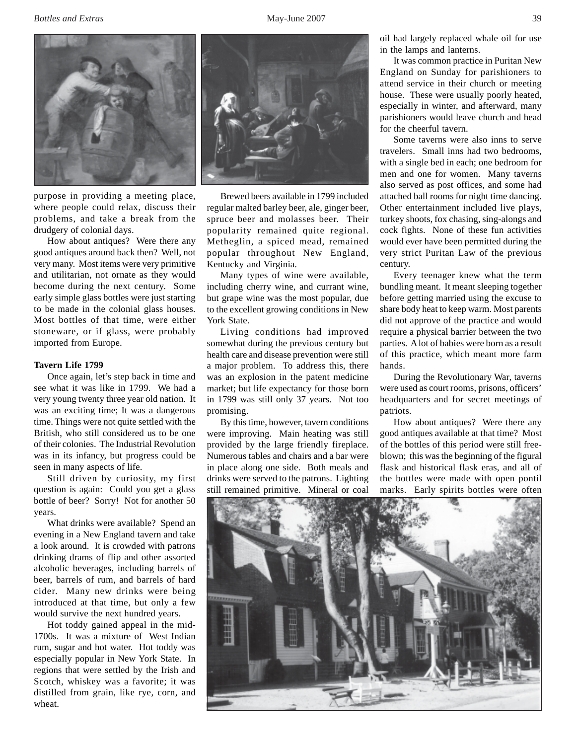purpose in providing a meeting place, where people could relax, discuss their problems, and take a break from the drudgery of colonial days.

How about antiques? Were there any good antiques around back then? Well, not very many. Most items were very primitive and utilitarian, not ornate as they would become during the next century. Some early simple glass bottles were just starting to be made in the colonial glass houses. Most bottles of that time, were either stoneware, or if glass, were probably imported from Europe.

**Tavern Life 1799**

Once again, let's step back in time and see what it was like in 1799. We had a very young twenty three year old nation. It was an exciting time; It was a dangerous time. Things were not quite settled with the British, who still considered us to be one of their colonies. The Industrial Revolution was in its infancy, but progress could be seen in many aspects of life.

Still driven by curiosity, my first question is again: Could you get a glass bottle of beer? Sorry! Not for another 50 years.

What drinks were available? Spend an evening in a New England tavern and take a look around. It is crowded with patrons drinking drams of flip and other assorted alcoholic beverages, including barrels of beer, barrels of rum, and barrels of hard cider. Many new drinks were being introduced at that time, but only a few would survive the next hundred years.

Hot toddy gained appeal in the mid-1700s. It was a mixture of West Indian rum, sugar and hot water. Hot toddy was especially popular in New York State. In regions that were settled by the Irish and Scotch, whiskey was a favorite; it was distilled from grain, like rye, corn, and wheat.

Brewed beers available in 1799 included regular malted barley beer, ale, ginger beer, spruce beer and molasses beer. Their popularity remained quite regional. Metheglin, a spiced mead, remained popular throughout New England, Kentucky and Virginia.

Many types of wine were available, including cherry wine, and currant wine, but grape wine was the most popular, due to the excellent growing conditions in New York State.

Living conditions had improved somewhat during the previous century but health care and disease prevention were still a major problem. To address this, there was an explosion in the patent medicine market; but life expectancy for those born in 1799 was still only 37 years. Not too promising.

By this time, however, tavern conditions were improving. Main heating was still provided by the large friendly fireplace. Numerous tables and chairs and a bar were in place along one side. Both meals and drinks were served to the patrons. Lighting still remained primitive. Mineral or coal oil had largely replaced whale oil for use in the lamps and lanterns.

It was common practice in Puritan New England on Sunday for parishioners to attend service in their church or meeting house. These were usually poorly heated, especially in winter, and afterward, many parishioners would leave church and head for the cheerful tavern.

Some taverns were also inns to serve travelers. Small inns had two bedrooms, with a single bed in each; one bedroom for men and one for women. Many taverns also served as post offices, and some had attached ball rooms for night time dancing. Other entertainment included live plays, turkey shoots, fox chasing, sing-alongs and cock fights. None of these fun activities would ever have been permitted during the very strict Puritan Law of the previous century.

Every teenager knew what the term bundling meant. It meant sleeping together before getting married using the excuse to share body heat to keep warm. Most parents did not approve of the practice and would require a physical barrier between the two parties. A lot of babies were born as a result of this practice, which meant more farm hands.

During the Revolutionary War, taverns were used as court rooms, prisons, officers' headquarters and for secret meetings of patriots.

How about antiques? Were there any good antiques available at that time? Most of the bottles of this period were still free-blown; this was the beginning of the figural flask and historical flask eras, and all of the bottles were made with open pontil marks. Early spirits bottles were often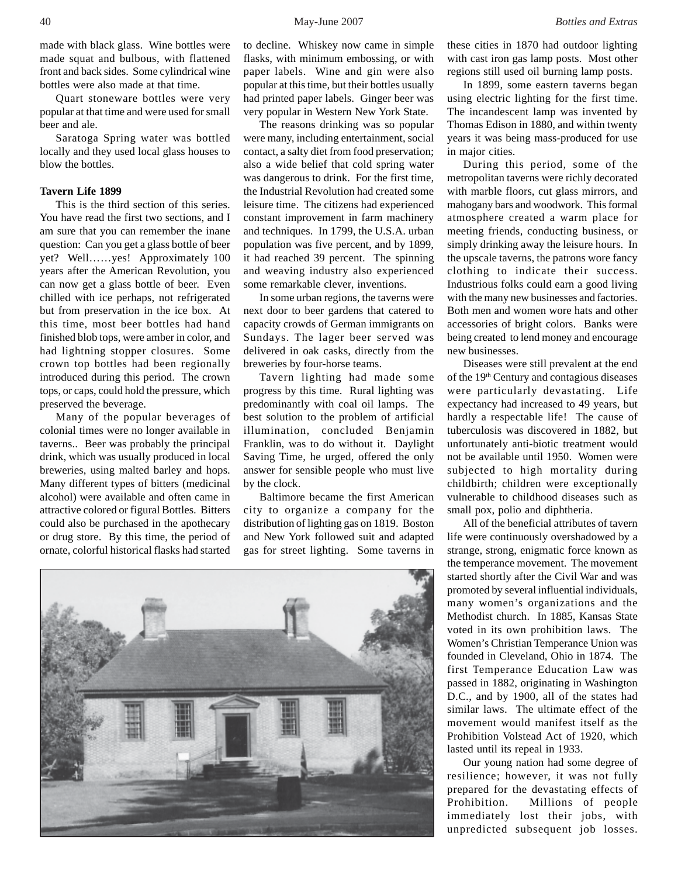made with black glass. Wine bottles were made squat and bulbous, with flattened front and back sides. Some cylindrical wine bottles were also made at that time.

Quart stoneware bottles were very popular at that time and were used for small beer and ale.

Saratoga Spring water was bottled locally and they used local glass houses to blow the bottles.

**Tavern Life 1899**

This is the third section of this series. You have read the first two sections, and I am sure that you can remember the inane question: Can you get a glass bottle of beer yet? Well……yes! Approximately 100 years after the American Revolution, you can now get a glass bottle of beer. Even chilled with ice perhaps, not refrigerated but from preservation in the ice box. At this time, most beer bottles had hand finished blob tops, were amber in color, and had lightning stopper closures. Some crown top bottles had been regionally introduced during this period. The crown tops, or caps, could hold the pressure, which preserved the beverage.

Many of the popular beverages of colonial times were no longer available in taverns.. Beer was probably the principal drink, which was usually produced in local breweries, using malted barley and hops. Many different types of bitters (medicinal alcohol) were available and often came in attractive colored or figural Bottles. Bitters could also be purchased in the apothecary or drug store. By this time, the period of ornate, colorful historical flasks had started to decline. Whiskey now came in simple flasks, with minimum embossing, or with paper labels. Wine and gin were also popular at this time, but their bottles usually had printed paper labels. Ginger beer was very popular in Western New York State.

The reasons drinking was so popular were many, including entertainment, social contact, a salty diet from food preservation; also a wide belief that cold spring water was dangerous to drink. For the first time, the Industrial Revolution had created some leisure time. The citizens had experienced constant improvement in farm machinery and techniques. In 1799, the U.S.A. urban population was five percent, and by 1899, it had reached 39 percent. The spinning and weaving industry also experienced some remarkable clever, inventions.

In some urban regions, the taverns were next door to beer gardens that catered to capacity crowds of German immigrants on Sundays. The lager beer served was delivered in oak casks, directly from the breweries by four-horse teams.

Tavern lighting had made some progress by this time. Rural lighting was predominantly with coal oil lamps. The best solution to the problem of artificial illumination, concluded Benjamin Franklin, was to do without it. Daylight Saving Time, he urged, offered the only answer for sensible people who must live by the clock.

Baltimore became the first American city to organize a company for the distribution of lighting gas on 1819. Boston and New York followed suit and adapted gas for street lighting. Some taverns in these cities in 1870 had outdoor lighting with cast iron gas lamp posts. Most other regions still used oil burning lamp posts.

In 1899, some eastern taverns began using electric lighting for the first time. The incandescent lamp was invented by Thomas Edison in 1880, and within twenty years it was being mass-produced for use in major cities.

During this period, some of the metropolitan taverns were richly decorated with marble floors, cut glass mirrors, and mahogany bars and woodwork. This formal atmosphere created a warm place for meeting friends, conducting business, or simply drinking away the leisure hours. In the upscale taverns, the patrons wore fancy clothing to indicate their success. Industrious folks could earn a good living with the many new businesses and factories. Both men and women wore hats and other accessories of bright colors. Banks were being created to lend money and encourage new businesses.

Diseases were still prevalent at the end of the 19th Century and contagious diseases were particularly devastating. Life expectancy had increased to 49 years, but hardly a respectable life! The cause of tuberculosis was discovered in 1882, but unfortunately anti-biotic treatment would not be available until 1950. Women were subjected to high mortality during childbirth; children were exceptionally vulnerable to childhood diseases such as small pox, polio and diphtheria.

All of the beneficial attributes of tavern life were continuously overshadowed by a strange, strong, enigmatic force known as the temperance movement. The movement started shortly after the Civil War and was promoted by several influential individuals, many women's organizations and the Methodist church. In 1885, Kansas State voted in its own prohibition laws. The Women's Christian Temperance Union was founded in Cleveland, Ohio in 1874. The first Temperance Education Law was passed in 1882, originating in Washington D.C., and by 1900, all of the states had similar laws. The ultimate effect of the movement would manifest itself as the Prohibition Volstead Act of 1920, which lasted until its repeal in 1933.

Our young nation had some degree of resilience; however, it was not fully prepared for the devastating effects of Prohibition. Millions of people immediately lost their jobs, with unpredicted subsequent job losses.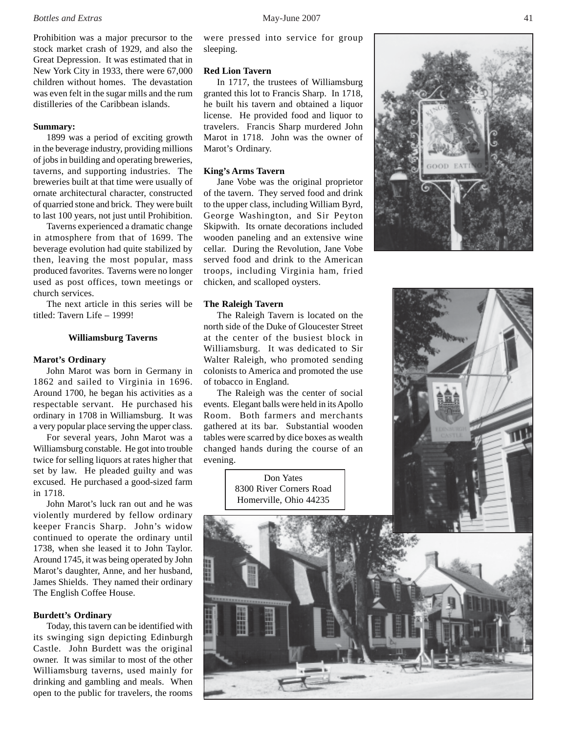Prohibition was a major precursor to the stock market crash of 1929, and also the Great Depression. It was estimated that in New York City in 1933, there were 67,000 children without homes. The devastation was even felt in the sugar mills and the rum distilleries of the Caribbean islands.

**Summary:**

1899 was a period of exciting growth in the beverage industry, providing millions of jobs in building and operating breweries, taverns, and supporting industries. The breweries built at that time were usually of ornate architectural character, constructed of quarried stone and brick. They were built to last 100 years, not just until Prohibition.

Taverns experienced a dramatic change in atmosphere from that of 1699. The beverage evolution had quite stabilized by then, leaving the most popular, mass produced favorites. Taverns were no longer used as post offices, town meetings or church services.

The next article in this series will be titled: Tavern Life – 1999!

**Williamsburg Taverns**

**Marot's Ordinary**

John Marot was born in Germany in 1862 and sailed to Virginia in 1696. Around 1700, he began his activities as a respectable servant. He purchased his ordinary in 1708 in Williamsburg. It was a very popular place serving the upper class.

For several years, John Marot was a Williamsburg constable. He got into trouble twice for selling liquors at rates higher that set by law. He pleaded guilty and was excused. He purchased a good-sized farm in 1718.

John Marot's luck ran out and he was violently murdered by fellow ordinary keeper Francis Sharp. John's widow continued to operate the ordinary until 1738, when she leased it to John Taylor. Around 1745, it was being operated by John Marot's daughter, Anne, and her husband, James Shields. They named their ordinary The English Coffee House.

**Burdett's Ordinary**

Today, this tavern can be identified with its swinging sign depicting Edinburgh Castle. John Burdett was the original owner. It was similar to most of the other Williamsburg taverns, used mainly for drinking and gambling and meals. When open to the public for travelers, the rooms were pressed into service for group sleeping.

**Red Lion Tavern**

In 1717, the trustees of Williamsburg granted this lot to Francis Sharp. In 1718, he built his tavern and obtained a liquor license. He provided food and liquor to travelers. Francis Sharp murdered John Marot in 1718. John was the owner of Marot's Ordinary.

**King's Arms Tavern**

Jane Vobe was the original proprietor of the tavern. They served food and drink to the upper class, including William Byrd, George Washington, and Sir Peyton Skipwith. Its ornate decorations included wooden paneling and an extensive wine cellar. During the Revolution, Jane Vobe served food and drink to the American troops, including Virginia ham, fried chicken, and scalloped oysters.

**The Raleigh Tavern**

The Raleigh Tavern is located on the north side of the Duke of Gloucester Street at the center of the busiest block in Williamsburg. It was dedicated to Sir Walter Raleigh, who promoted sending colonists to America and promoted the use of tobacco in England.

The Raleigh was the center of social events. Elegant balls were held in its Apollo Room. Both farmers and merchants gathered at its bar. Substantial wooden tables were scarred by dice boxes as wealth changed hands during the course of an evening.

Don Yates
8300 River Corners Road
Homerville, Ohio 44235